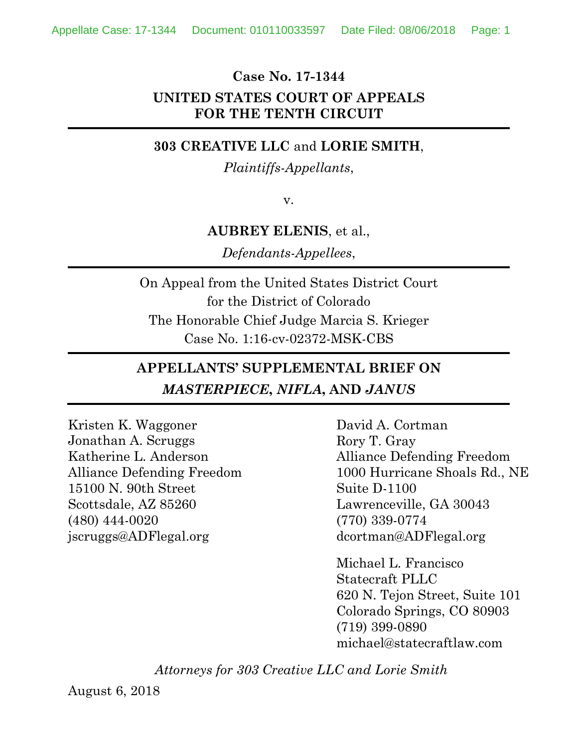**Case No. 17-1344**

**UNITED STATES COURT OF APPEALS FOR THE TENTH CIRCUIT**

---

**303 CREATIVE LLC** and **LORIE SMITH**,

*Plaintiffs-Appellants*,

v.

**AUBREY ELENIS**, et al.,

*Defendants-Appellees*,

---

On Appeal from the United States District Court
for the District of Colorado
The Honorable Chief Judge Marcia S. Krieger
Case No. 1:16-cv-02372-MSK-CBS

---

**APPELLANTS' SUPPLEMENTAL BRIEF ON *MASTERPIECE*, *NIFLA*, AND *JANUS***

---

Kristen K. Waggoner
Jonathan A. Scruggs
Katherine L. Anderson
Alliance Defending Freedom
15100 N. 90th Street
Scottsdale, AZ 85260
(480) 444-0020
jscruggs@ADFlegal.org

David A. Cortman
Rory T. Gray
Alliance Defending Freedom
1000 Hurricane Shoals Rd., NE
Suite D-1100
Lawrenceville, GA 30043
(770) 339-0774
dcortman@ADFlegal.org

Michael L. Francisco
Statecraft PLLC
620 N. Tejon Street, Suite 101
Colorado Springs, CO 80903
(719) 399-0890
michael@statecraftlaw.com

*Attorneys for 303 Creative LLC and Lorie Smith*

August 6, 2018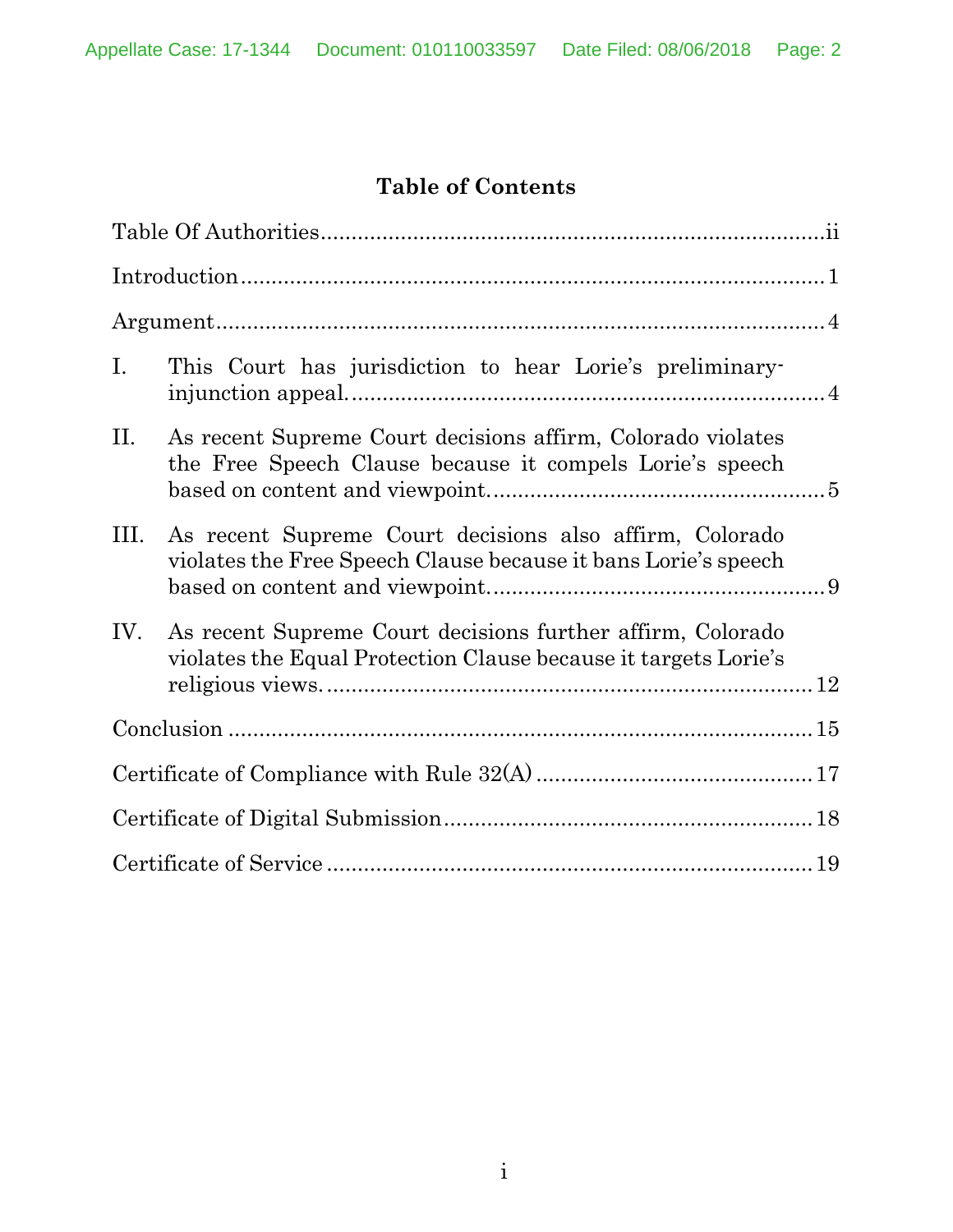# Table of Contents

Table Of Authorities....................................................................................ii

Introduction..............................................................................................1

Argument..................................................................................................4

I. This Court has jurisdiction to hear Lorie's preliminary-injunction appeal..............................................................................4

II. As recent Supreme Court decisions affirm, Colorado violates the Free Speech Clause because it compels Lorie's speech based on content and viewpoint.......................................................5

III. As recent Supreme Court decisions also affirm, Colorado violates the Free Speech Clause because it bans Lorie's speech based on content and viewpoint.......................................................9

IV. As recent Supreme Court decisions further affirm, Colorado violates the Equal Protection Clause because it targets Lorie's religious views...............................................................................12

Conclusion ...............................................................................................15

Certificate of Compliance with Rule 32(A) .............................................17

Certificate of Digital Submission............................................................18

Certificate of Service ...............................................................................19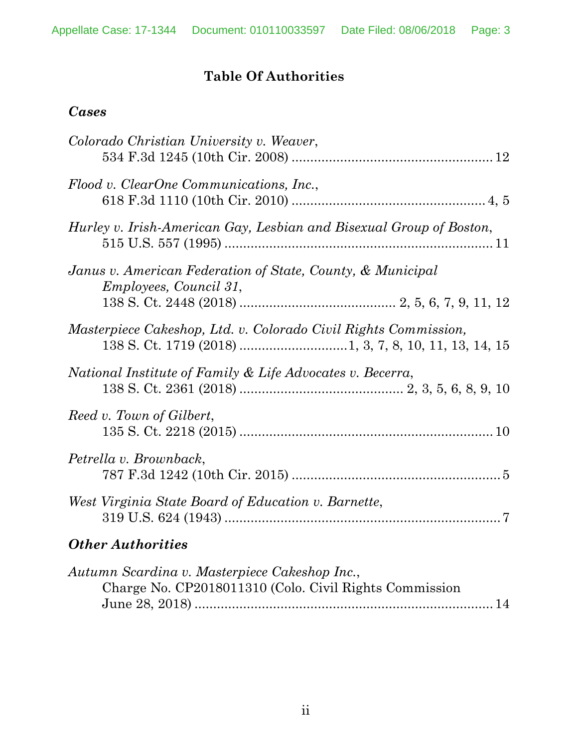# Table Of Authorities

## *Cases*

*Colorado Christian University v. Weaver*,
534 F.3d 1245 (10th Cir. 2008) ........................................................ 12

*Flood v. ClearOne Communications, Inc.*,
618 F.3d 1110 (10th Cir. 2010) ...................................................... 4, 5

*Hurley v. Irish-American Gay, Lesbian and Bisexual Group of Boston*,
515 U.S. 557 (1995) ........................................................................ 11

*Janus v. American Federation of State, County, & Municipal Employees, Council 31*,
138 S. Ct. 2448 (2018) ........................................... 2, 5, 6, 7, 9, 11, 12

*Masterpiece Cakeshop, Ltd. v. Colorado Civil Rights Commission,*
138 S. Ct. 1719 (2018) .............................1, 3, 7, 8, 10, 11, 13, 14, 15

*National Institute of Family & Life Advocates v. Becerra*,
138 S. Ct. 2361 (2018) ............................................ 2, 3, 5, 6, 8, 9, 10

*Reed v. Town of Gilbert*,
135 S. Ct. 2218 (2015) ..................................................................... 10

*Petrella v. Brownback*,
787 F.3d 1242 (10th Cir. 2015) .......................................................... 5

*West Virginia State Board of Education v. Barnette*,
319 U.S. 624 (1943) ........................................................................... 7

## *Other Authorities*

*Autumn Scardina v. Masterpiece Cakeshop Inc.*,
Charge No. CP2018011310 (Colo. Civil Rights Commission June 28, 2018) ................................................................................. 14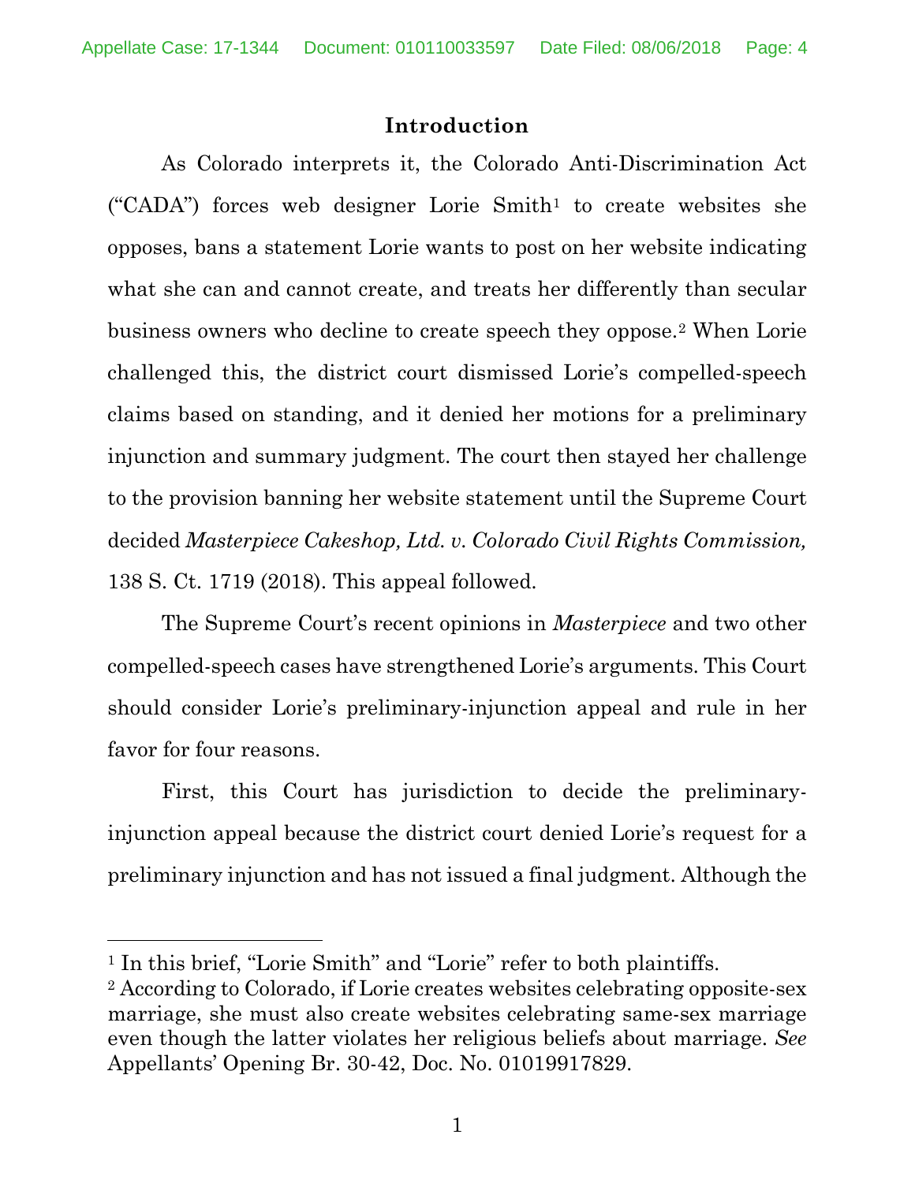## Introduction

As Colorado interprets it, the Colorado Anti-Discrimination Act ("CADA") forces web designer Lorie Smith[1] to create websites she opposes, bans a statement Lorie wants to post on her website indicating what she can and cannot create, and treats her differently than secular business owners who decline to create speech they oppose.[2] When Lorie challenged this, the district court dismissed Lorie's compelled-speech claims based on standing, and it denied her motions for a preliminary injunction and summary judgment. The court then stayed her challenge to the provision banning her website statement until the Supreme Court decided *Masterpiece Cakeshop, Ltd. v. Colorado Civil Rights Commission,* 138 S. Ct. 1719 (2018). This appeal followed.

The Supreme Court's recent opinions in *Masterpiece* and two other compelled-speech cases have strengthened Lorie's arguments. This Court should consider Lorie's preliminary-injunction appeal and rule in her favor for four reasons.

First, this Court has jurisdiction to decide the preliminary-injunction appeal because the district court denied Lorie's request for a preliminary injunction and has not issued a final judgment. Although the

---

[1] In this brief, "Lorie Smith" and "Lorie" refer to both plaintiffs.

[2] According to Colorado, if Lorie creates websites celebrating opposite-sex marriage, she must also create websites celebrating same-sex marriage even though the latter violates her religious beliefs about marriage. *See* Appellants' Opening Br. 30-42, Doc. No. 01019917829.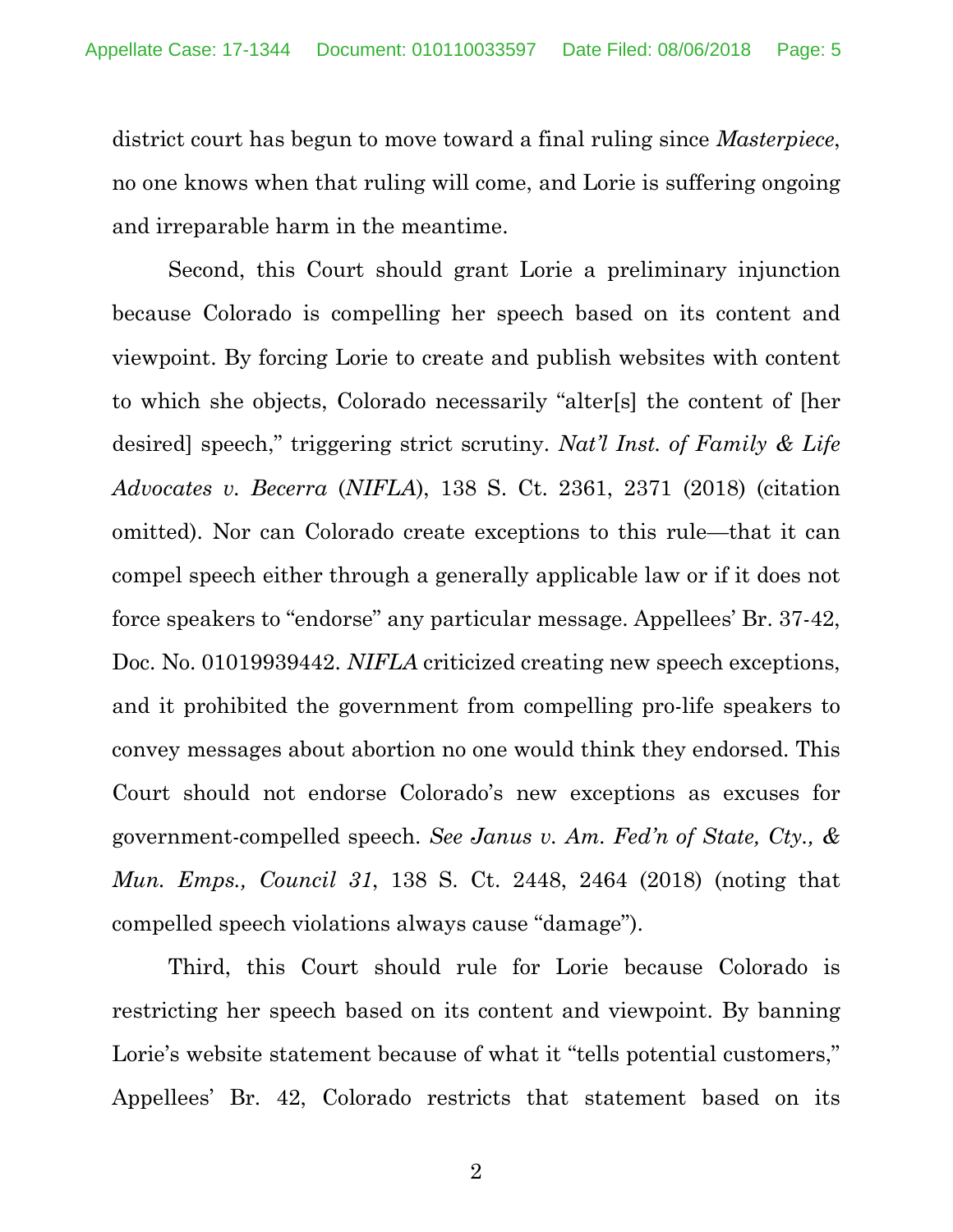district court has begun to move toward a final ruling since *Masterpiece*, no one knows when that ruling will come, and Lorie is suffering ongoing and irreparable harm in the meantime.

Second, this Court should grant Lorie a preliminary injunction because Colorado is compelling her speech based on its content and viewpoint. By forcing Lorie to create and publish websites with content to which she objects, Colorado necessarily "alter[s] the content of [her desired] speech," triggering strict scrutiny. *Nat'l Inst. of Family & Life Advocates v. Becerra* (*NIFLA*), 138 S. Ct. 2361, 2371 (2018) (citation omitted). Nor can Colorado create exceptions to this rule—that it can compel speech either through a generally applicable law or if it does not force speakers to "endorse" any particular message. Appellees' Br. 37-42, Doc. No. 01019939442. *NIFLA* criticized creating new speech exceptions, and it prohibited the government from compelling pro-life speakers to convey messages about abortion no one would think they endorsed. This Court should not endorse Colorado's new exceptions as excuses for government-compelled speech. *See Janus v. Am. Fed'n of State, Cty., & Mun. Emps., Council 31*, 138 S. Ct. 2448, 2464 (2018) (noting that compelled speech violations always cause "damage").

Third, this Court should rule for Lorie because Colorado is restricting her speech based on its content and viewpoint. By banning Lorie's website statement because of what it "tells potential customers," Appellees' Br. 42, Colorado restricts that statement based on its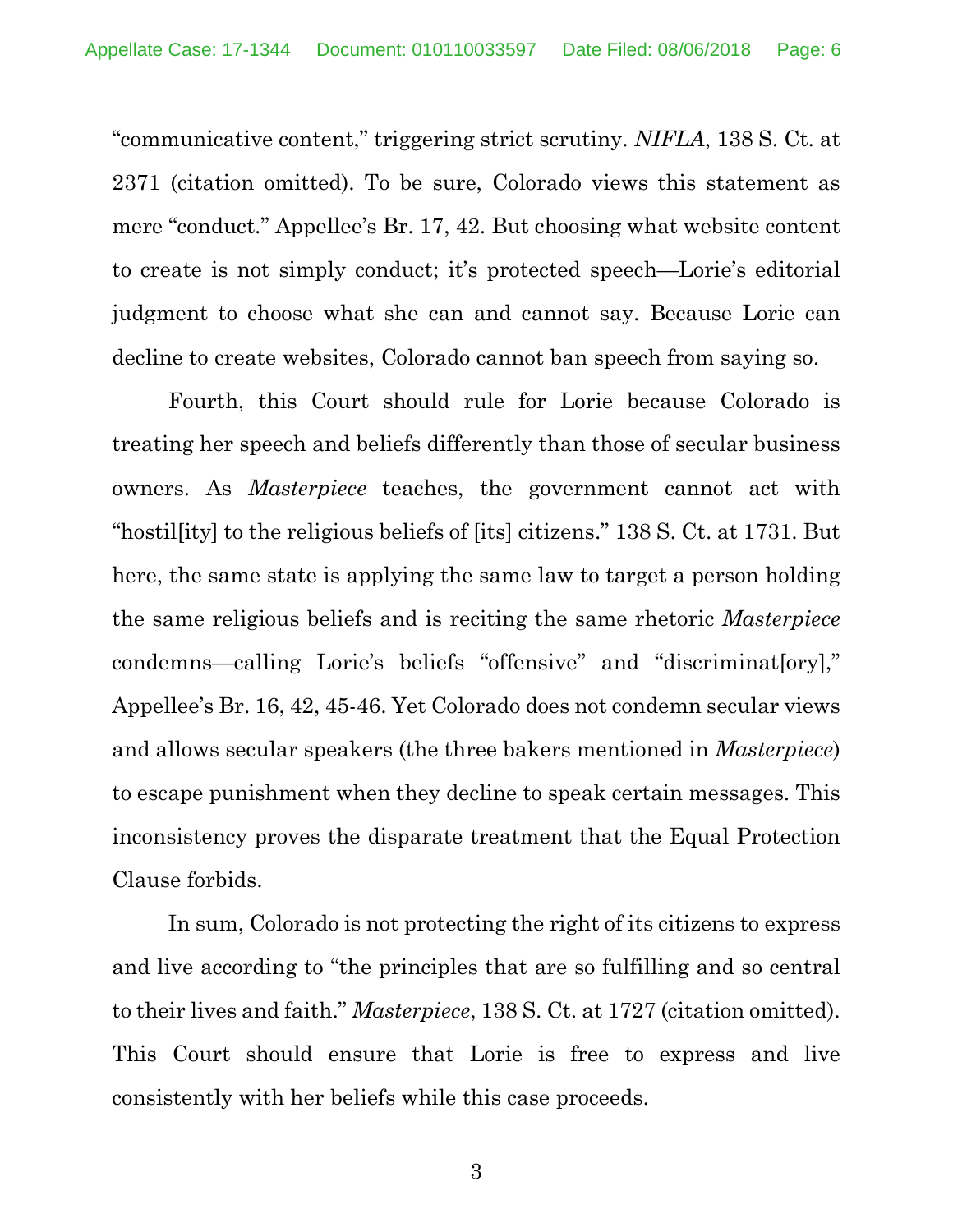"communicative content," triggering strict scrutiny. *NIFLA*, 138 S. Ct. at 2371 (citation omitted). To be sure, Colorado views this statement as mere "conduct." Appellee's Br. 17, 42. But choosing what website content to create is not simply conduct; it's protected speech—Lorie's editorial judgment to choose what she can and cannot say. Because Lorie can decline to create websites, Colorado cannot ban speech from saying so.

Fourth, this Court should rule for Lorie because Colorado is treating her speech and beliefs differently than those of secular business owners. As *Masterpiece* teaches, the government cannot act with "hostil[ity] to the religious beliefs of [its] citizens." 138 S. Ct. at 1731. But here, the same state is applying the same law to target a person holding the same religious beliefs and is reciting the same rhetoric *Masterpiece* condemns—calling Lorie's beliefs "offensive" and "discriminat[ory]," Appellee's Br. 16, 42, 45-46. Yet Colorado does not condemn secular views and allows secular speakers (the three bakers mentioned in *Masterpiece*) to escape punishment when they decline to speak certain messages. This inconsistency proves the disparate treatment that the Equal Protection Clause forbids.

In sum, Colorado is not protecting the right of its citizens to express and live according to "the principles that are so fulfilling and so central to their lives and faith." *Masterpiece*, 138 S. Ct. at 1727 (citation omitted). This Court should ensure that Lorie is free to express and live consistently with her beliefs while this case proceeds.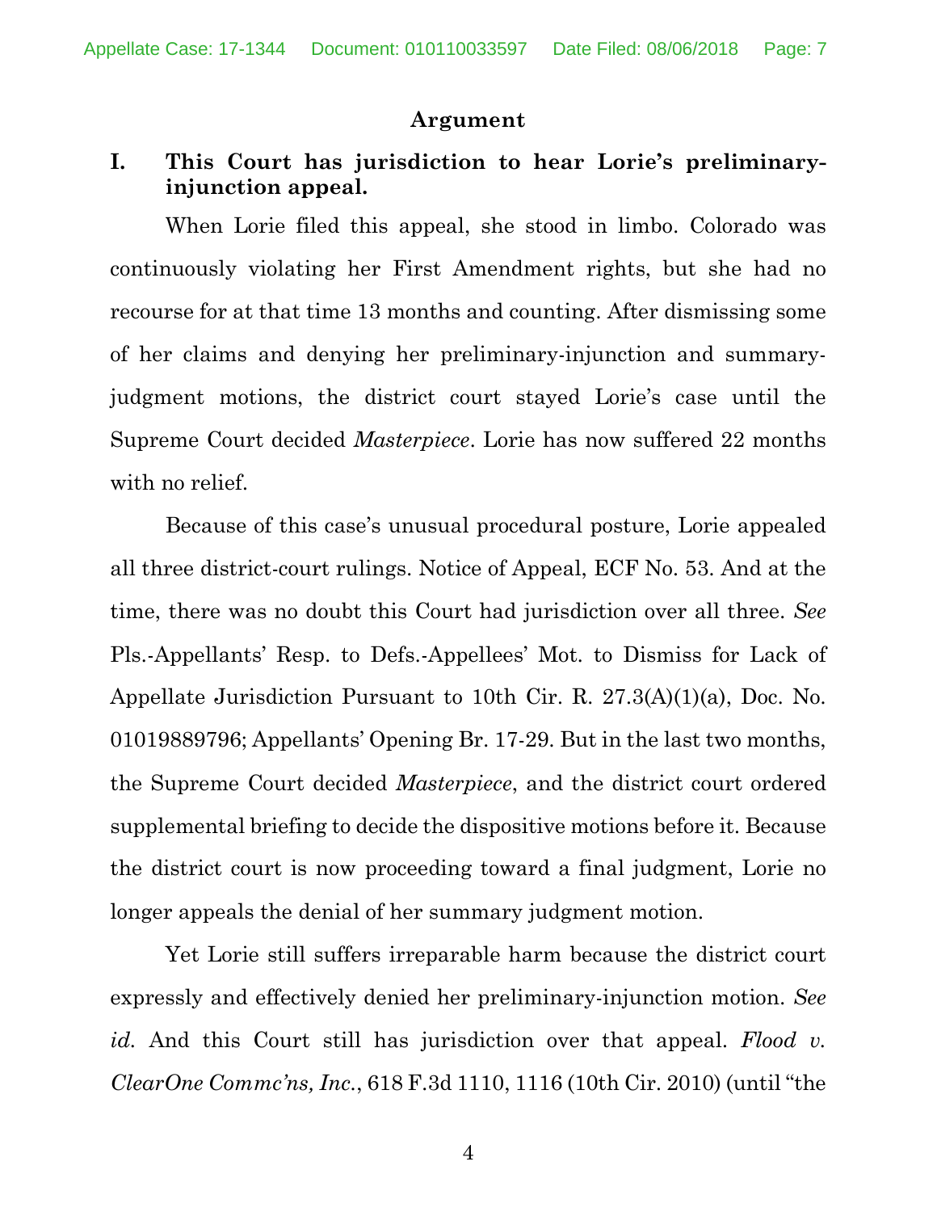## Argument

### I. This Court has jurisdiction to hear Lorie's preliminary-injunction appeal.

When Lorie filed this appeal, she stood in limbo. Colorado was continuously violating her First Amendment rights, but she had no recourse for at that time 13 months and counting. After dismissing some of her claims and denying her preliminary-injunction and summary-judgment motions, the district court stayed Lorie's case until the Supreme Court decided *Masterpiece*. Lorie has now suffered 22 months with no relief.

Because of this case's unusual procedural posture, Lorie appealed all three district-court rulings. Notice of Appeal, ECF No. 53. And at the time, there was no doubt this Court had jurisdiction over all three. *See* Pls.-Appellants' Resp. to Defs.-Appellees' Mot. to Dismiss for Lack of Appellate Jurisdiction Pursuant to 10th Cir. R. 27.3(A)(1)(a), Doc. No. 01019889796; Appellants' Opening Br. 17-29. But in the last two months, the Supreme Court decided *Masterpiece*, and the district court ordered supplemental briefing to decide the dispositive motions before it. Because the district court is now proceeding toward a final judgment, Lorie no longer appeals the denial of her summary judgment motion.

Yet Lorie still suffers irreparable harm because the district court expressly and effectively denied her preliminary-injunction motion. *See id.* And this Court still has jurisdiction over that appeal. *Flood v. ClearOne Commc'ns, Inc.*, 618 F.3d 1110, 1116 (10th Cir. 2010) (until "the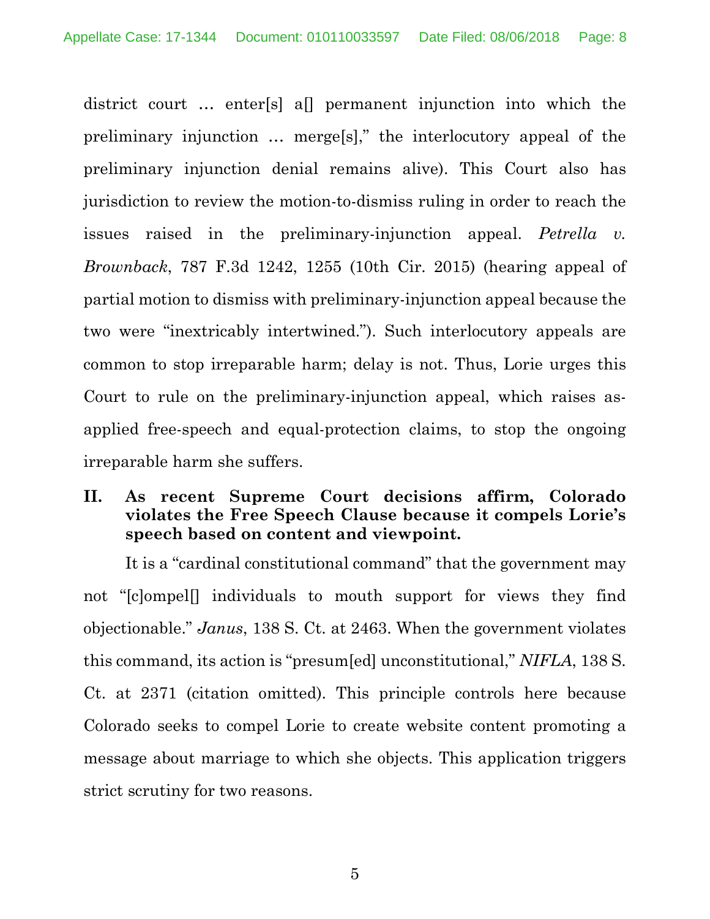district court … enter[s] a[] permanent injunction into which the preliminary injunction … merge[s]," the interlocutory appeal of the preliminary injunction denial remains alive). This Court also has jurisdiction to review the motion-to-dismiss ruling in order to reach the issues raised in the preliminary-injunction appeal. *Petrella v. Brownback*, 787 F.3d 1242, 1255 (10th Cir. 2015) (hearing appeal of partial motion to dismiss with preliminary-injunction appeal because the two were "inextricably intertwined."). Such interlocutory appeals are common to stop irreparable harm; delay is not. Thus, Lorie urges this Court to rule on the preliminary-injunction appeal, which raises as-applied free-speech and equal-protection claims, to stop the ongoing irreparable harm she suffers.

## II. As recent Supreme Court decisions affirm, Colorado violates the Free Speech Clause because it compels Lorie's speech based on content and viewpoint.

It is a "cardinal constitutional command" that the government may not "[c]ompel[] individuals to mouth support for views they find objectionable." *Janus*, 138 S. Ct. at 2463. When the government violates this command, its action is "presum[ed] unconstitutional," *NIFLA*, 138 S. Ct. at 2371 (citation omitted). This principle controls here because Colorado seeks to compel Lorie to create website content promoting a message about marriage to which she objects. This application triggers strict scrutiny for two reasons.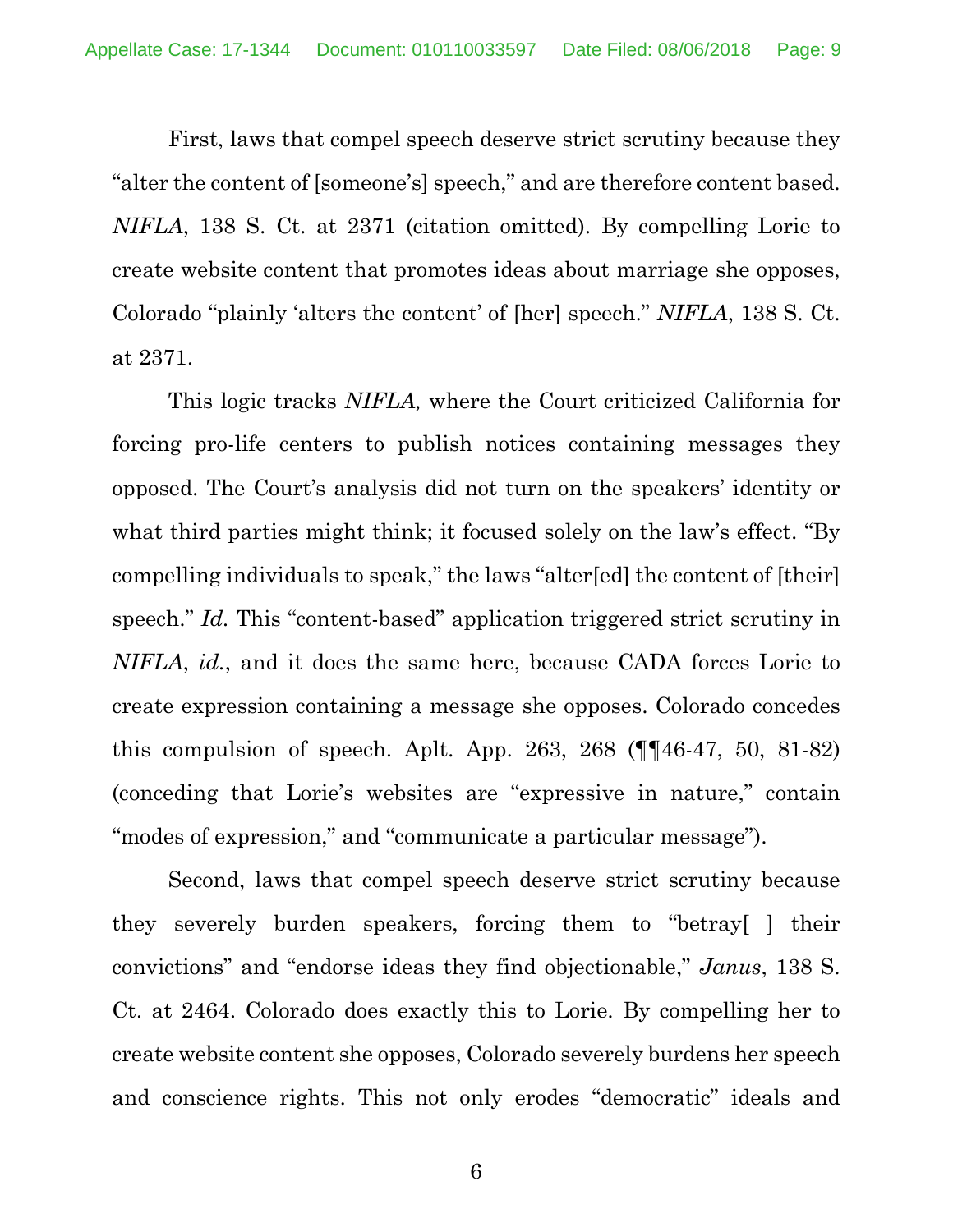First, laws that compel speech deserve strict scrutiny because they "alter the content of [someone's] speech," and are therefore content based. *NIFLA*, 138 S. Ct. at 2371 (citation omitted). By compelling Lorie to create website content that promotes ideas about marriage she opposes, Colorado "plainly 'alters the content' of [her] speech." *NIFLA*, 138 S. Ct. at 2371.

This logic tracks *NIFLA,* where the Court criticized California for forcing pro-life centers to publish notices containing messages they opposed. The Court's analysis did not turn on the speakers' identity or what third parties might think; it focused solely on the law's effect. "By compelling individuals to speak," the laws "alter[ed] the content of [their] speech." *Id.* This "content-based" application triggered strict scrutiny in *NIFLA*, *id.*, and it does the same here, because CADA forces Lorie to create expression containing a message she opposes. Colorado concedes this compulsion of speech. Aplt. App. 263, 268 (¶¶46-47, 50, 81-82) (conceding that Lorie's websites are "expressive in nature," contain "modes of expression," and "communicate a particular message").

Second, laws that compel speech deserve strict scrutiny because they severely burden speakers, forcing them to "betray[ ] their convictions" and "endorse ideas they find objectionable," *Janus*, 138 S. Ct. at 2464. Colorado does exactly this to Lorie. By compelling her to create website content she opposes, Colorado severely burdens her speech and conscience rights. This not only erodes "democratic" ideals and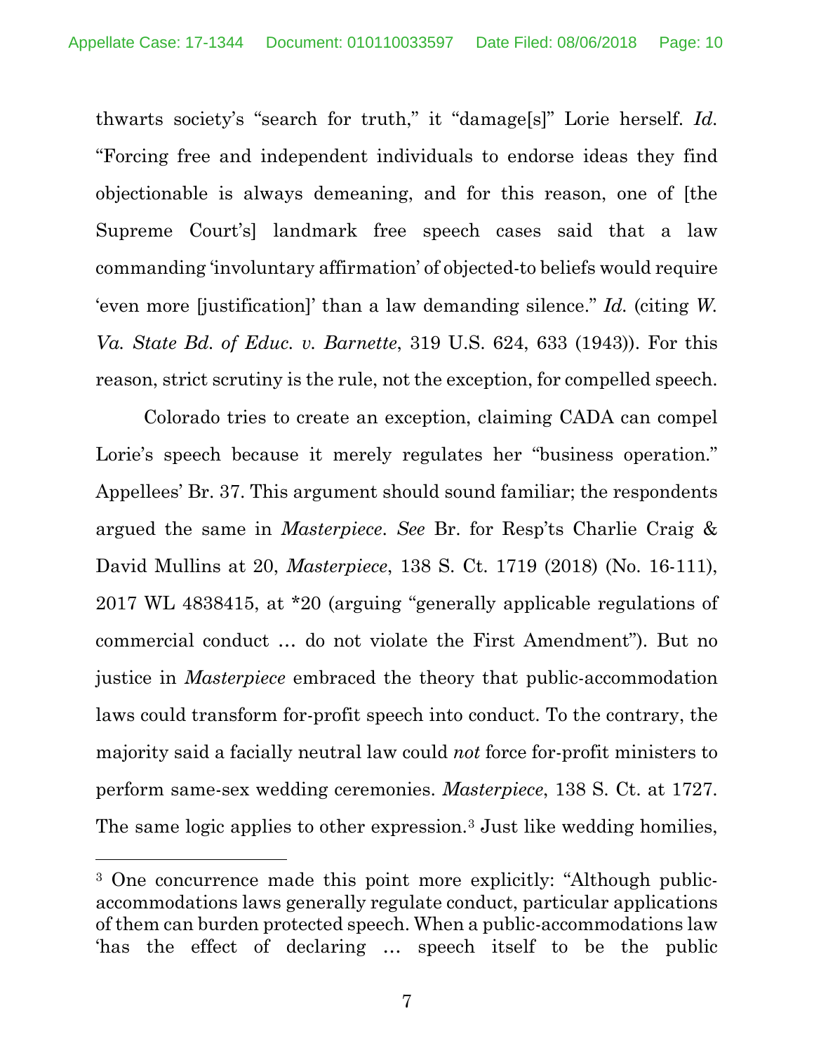thwarts society's "search for truth," it "damage[s]" Lorie herself. *Id.* "Forcing free and independent individuals to endorse ideas they find objectionable is always demeaning, and for this reason, one of [the Supreme Court's] landmark free speech cases said that a law commanding 'involuntary affirmation' of objected-to beliefs would require 'even more [justification]' than a law demanding silence." *Id.* (citing *W. Va. State Bd. of Educ. v. Barnette*, 319 U.S. 624, 633 (1943)). For this reason, strict scrutiny is the rule, not the exception, for compelled speech.

Colorado tries to create an exception, claiming CADA can compel Lorie's speech because it merely regulates her "business operation." Appellees' Br. 37. This argument should sound familiar; the respondents argued the same in *Masterpiece*. *See* Br. for Resp'ts Charlie Craig & David Mullins at 20, *Masterpiece*, 138 S. Ct. 1719 (2018) (No. 16-111), 2017 WL 4838415, at *20 (arguing "generally applicable regulations of commercial conduct … do not violate the First Amendment"). But no justice in *Masterpiece* embraced the theory that public-accommodation laws could transform for-profit speech into conduct. To the contrary, the majority said a facially neutral law could *not* force for-profit ministers to perform same-sex wedding ceremonies. *Masterpiece*, 138 S. Ct. at 1727. The same logic applies to other expression.[3] Just like wedding homilies,

[3] One concurrence made this point more explicitly: "Although public-accommodations laws generally regulate conduct, particular applications of them can burden protected speech. When a public-accommodations law 'has the effect of declaring … speech itself to be the public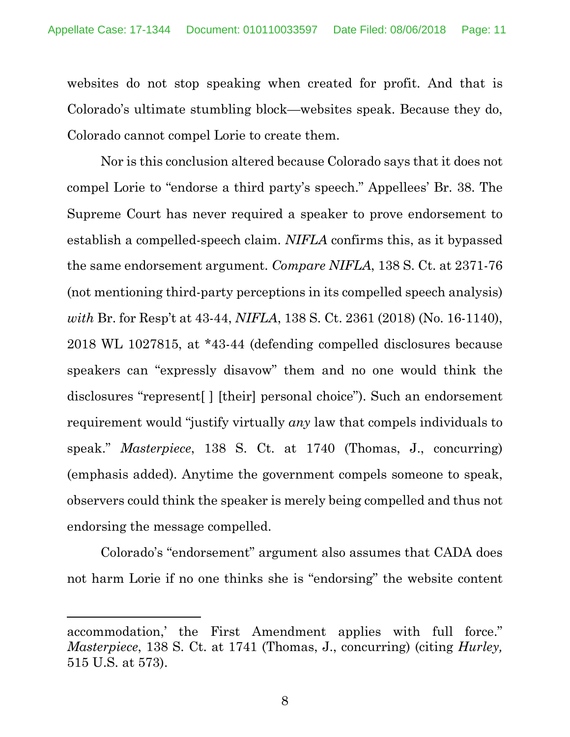websites do not stop speaking when created for profit. And that is Colorado's ultimate stumbling block—websites speak. Because they do, Colorado cannot compel Lorie to create them.

Nor is this conclusion altered because Colorado says that it does not compel Lorie to "endorse a third party's speech." Appellees' Br. 38. The Supreme Court has never required a speaker to prove endorsement to establish a compelled-speech claim. *NIFLA* confirms this, as it bypassed the same endorsement argument. *Compare NIFLA*, 138 S. Ct. at 2371-76 (not mentioning third-party perceptions in its compelled speech analysis) *with* Br. for Resp't at 43-44, *NIFLA*, 138 S. Ct. 2361 (2018) (No. 16-1140), 2018 WL 1027815, at *43-44 (defending compelled disclosures because speakers can "expressly disavow" them and no one would think the disclosures "represent[ ] [their] personal choice"). Such an endorsement requirement would "justify virtually *any* law that compels individuals to speak." *Masterpiece*, 138 S. Ct. at 1740 (Thomas, J., concurring) (emphasis added). Anytime the government compels someone to speak, observers could think the speaker is merely being compelled and thus not endorsing the message compelled.

Colorado's "endorsement" argument also assumes that CADA does not harm Lorie if no one thinks she is "endorsing" the website content

---

accommodation,' the First Amendment applies with full force." *Masterpiece*, 138 S. Ct. at 1741 (Thomas, J., concurring) (citing *Hurley,* 515 U.S. at 573).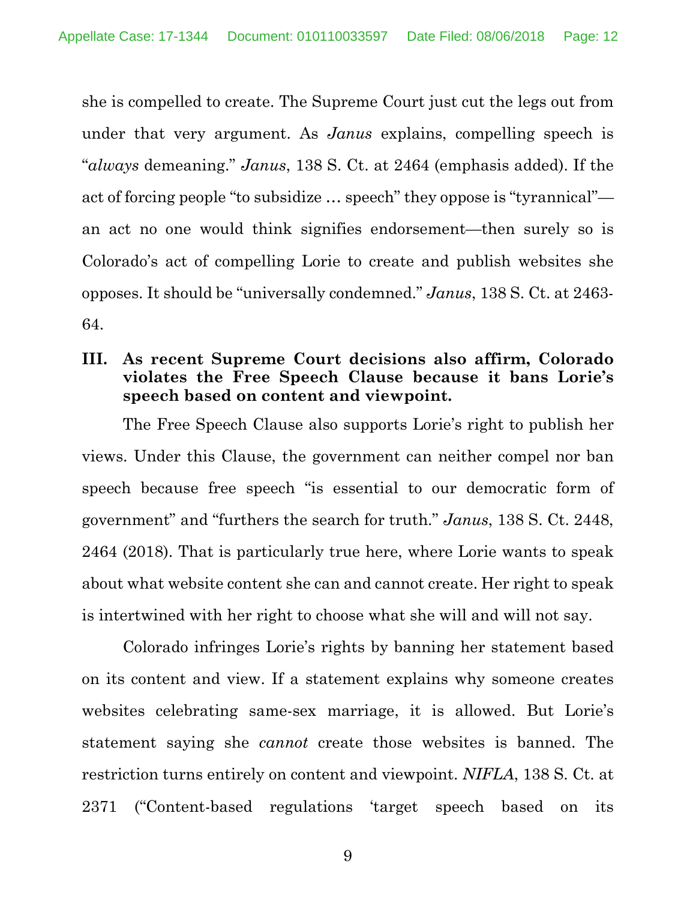she is compelled to create. The Supreme Court just cut the legs out from under that very argument. As *Janus* explains, compelling speech is "*always* demeaning." *Janus*, 138 S. Ct. at 2464 (emphasis added). If the act of forcing people "to subsidize … speech" they oppose is "tyrannical"—an act no one would think signifies endorsement—then surely so is Colorado's act of compelling Lorie to create and publish websites she opposes. It should be "universally condemned." *Janus*, 138 S. Ct. at 2463-64.

## III. As recent Supreme Court decisions also affirm, Colorado violates the Free Speech Clause because it bans Lorie's speech based on content and viewpoint.

The Free Speech Clause also supports Lorie's right to publish her views. Under this Clause, the government can neither compel nor ban speech because free speech "is essential to our democratic form of government" and "furthers the search for truth." *Janus*, 138 S. Ct. 2448, 2464 (2018). That is particularly true here, where Lorie wants to speak about what website content she can and cannot create. Her right to speak is intertwined with her right to choose what she will and will not say.

Colorado infringes Lorie's rights by banning her statement based on its content and view. If a statement explains why someone creates websites celebrating same-sex marriage, it is allowed. But Lorie's statement saying she *cannot* create those websites is banned. The restriction turns entirely on content and viewpoint. *NIFLA*, 138 S. Ct. at 2371 ("Content-based regulations 'target speech based on its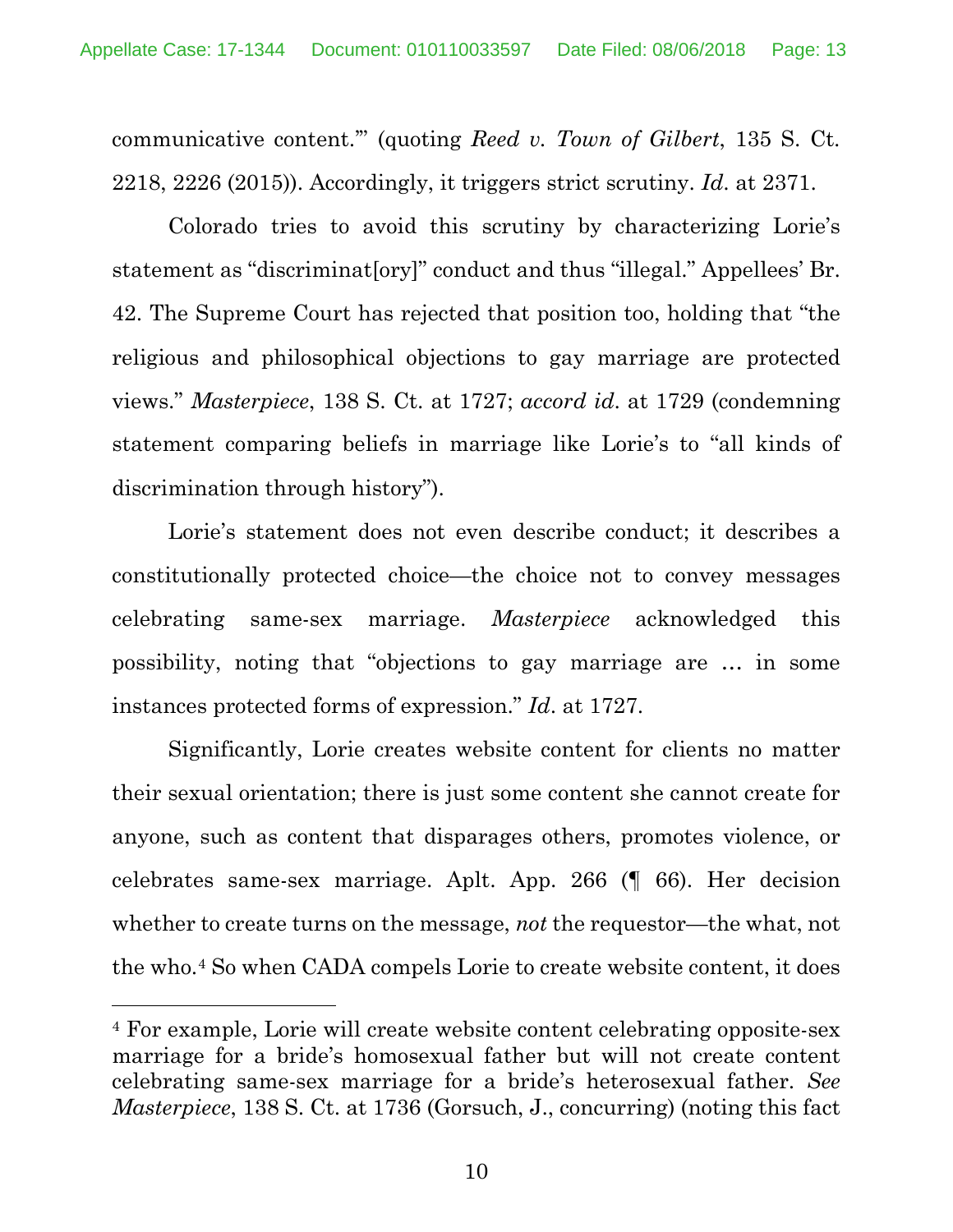communicative content.'" (quoting *Reed v. Town of Gilbert*, 135 S. Ct. 2218, 2226 (2015)). Accordingly, it triggers strict scrutiny. *Id*. at 2371.

Colorado tries to avoid this scrutiny by characterizing Lorie's statement as "discriminat[ory]" conduct and thus "illegal." Appellees' Br. 42. The Supreme Court has rejected that position too, holding that "the religious and philosophical objections to gay marriage are protected views." *Masterpiece*, 138 S. Ct. at 1727; *accord id*. at 1729 (condemning statement comparing beliefs in marriage like Lorie's to "all kinds of discrimination through history").

Lorie's statement does not even describe conduct; it describes a constitutionally protected choice—the choice not to convey messages celebrating same-sex marriage. *Masterpiece* acknowledged this possibility, noting that "objections to gay marriage are … in some instances protected forms of expression." *Id*. at 1727.

Significantly, Lorie creates website content for clients no matter their sexual orientation; there is just some content she cannot create for anyone, such as content that disparages others, promotes violence, or celebrates same-sex marriage. Aplt. App. 266 (¶ 66). Her decision whether to create turns on the message, *not* the requestor—the what, not the who.[4] So when CADA compels Lorie to create website content, it does

---

[4] For example, Lorie will create website content celebrating opposite-sex marriage for a bride's homosexual father but will not create content celebrating same-sex marriage for a bride's heterosexual father. *See Masterpiece*, 138 S. Ct. at 1736 (Gorsuch, J., concurring) (noting this fact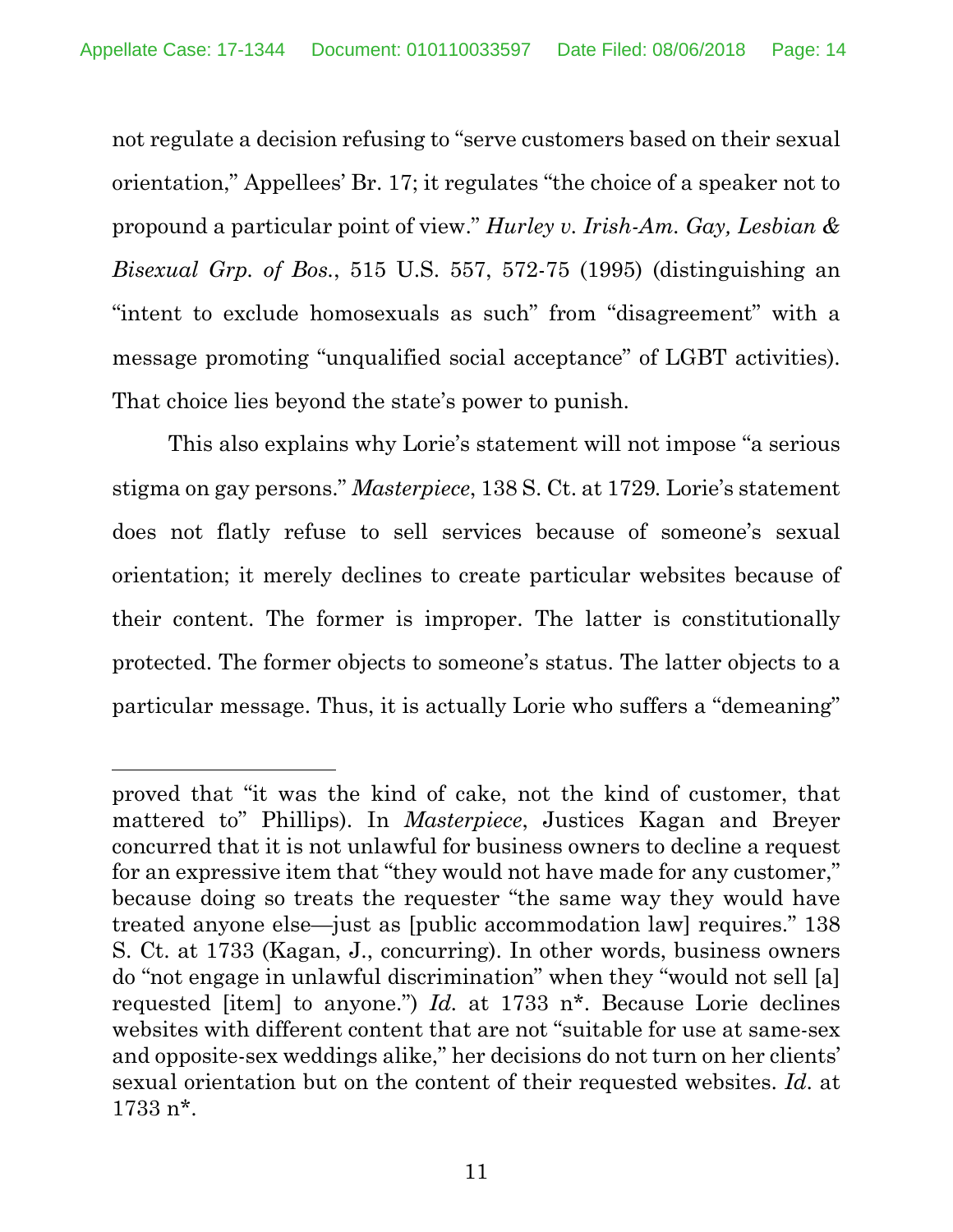not regulate a decision refusing to "serve customers based on their sexual orientation," Appellees' Br. 17; it regulates "the choice of a speaker not to propound a particular point of view." *Hurley v. Irish-Am. Gay, Lesbian & Bisexual Grp. of Bos.*, 515 U.S. 557, 572-75 (1995) (distinguishing an "intent to exclude homosexuals as such" from "disagreement" with a message promoting "unqualified social acceptance" of LGBT activities). That choice lies beyond the state's power to punish.

This also explains why Lorie's statement will not impose "a serious stigma on gay persons." *Masterpiece*, 138 S. Ct. at 1729. Lorie's statement does not flatly refuse to sell services because of someone's sexual orientation; it merely declines to create particular websites because of their content. The former is improper. The latter is constitutionally protected. The former objects to someone's status. The latter objects to a particular message. Thus, it is actually Lorie who suffers a "demeaning"

---

proved that "it was the kind of cake, not the kind of customer, that mattered to" Phillips). In *Masterpiece*, Justices Kagan and Breyer concurred that it is not unlawful for business owners to decline a request for an expressive item that "they would not have made for any customer," because doing so treats the requester "the same way they would have treated anyone else—just as [public accommodation law] requires." 138 S. Ct. at 1733 (Kagan, J., concurring). In other words, business owners do "not engage in unlawful discrimination" when they "would not sell [a] requested [item] to anyone.") *Id.* at 1733 n*. Because Lorie declines websites with different content that are not "suitable for use at same-sex and opposite-sex weddings alike," her decisions do not turn on her clients' sexual orientation but on the content of their requested websites. *Id.* at 1733 n*.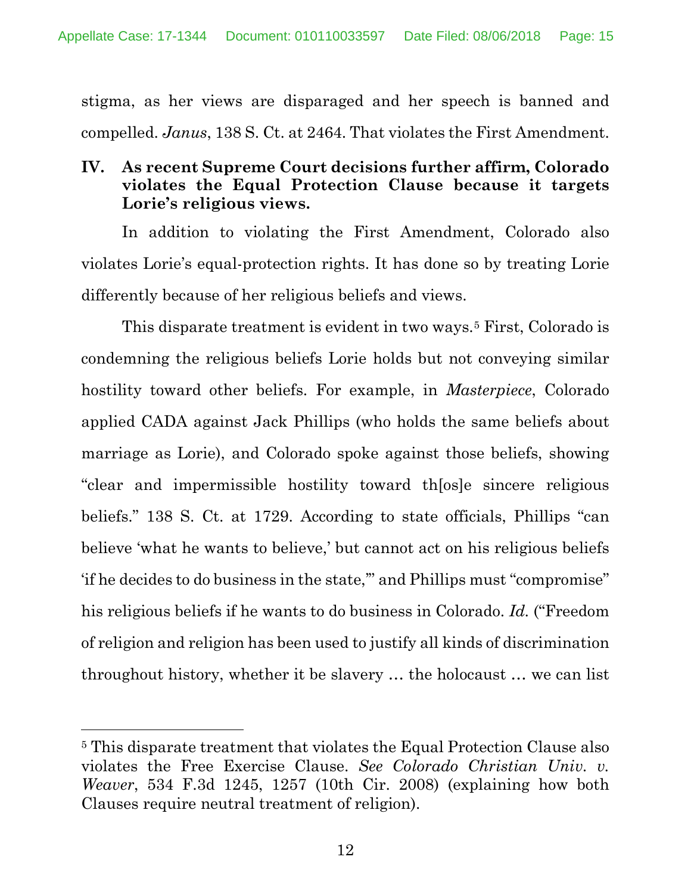stigma, as her views are disparaged and her speech is banned and compelled. *Janus*, 138 S. Ct. at 2464. That violates the First Amendment.

## IV. As recent Supreme Court decisions further affirm, Colorado violates the Equal Protection Clause because it targets Lorie's religious views.

In addition to violating the First Amendment, Colorado also violates Lorie's equal-protection rights. It has done so by treating Lorie differently because of her religious beliefs and views.

This disparate treatment is evident in two ways.[5] First, Colorado is condemning the religious beliefs Lorie holds but not conveying similar hostility toward other beliefs. For example, in *Masterpiece*, Colorado applied CADA against Jack Phillips (who holds the same beliefs about marriage as Lorie), and Colorado spoke against those beliefs, showing "clear and impermissible hostility toward th[os]e sincere religious beliefs." 138 S. Ct. at 1729. According to state officials, Phillips "can believe 'what he wants to believe,' but cannot act on his religious beliefs 'if he decides to do business in the state,'" and Phillips must "compromise" his religious beliefs if he wants to do business in Colorado. *Id.* ("Freedom of religion and religion has been used to justify all kinds of discrimination throughout history, whether it be slavery … the holocaust … we can list

---

[5] This disparate treatment that violates the Equal Protection Clause also violates the Free Exercise Clause. *See Colorado Christian Univ. v. Weaver*, 534 F.3d 1245, 1257 (10th Cir. 2008) (explaining how both Clauses require neutral treatment of religion).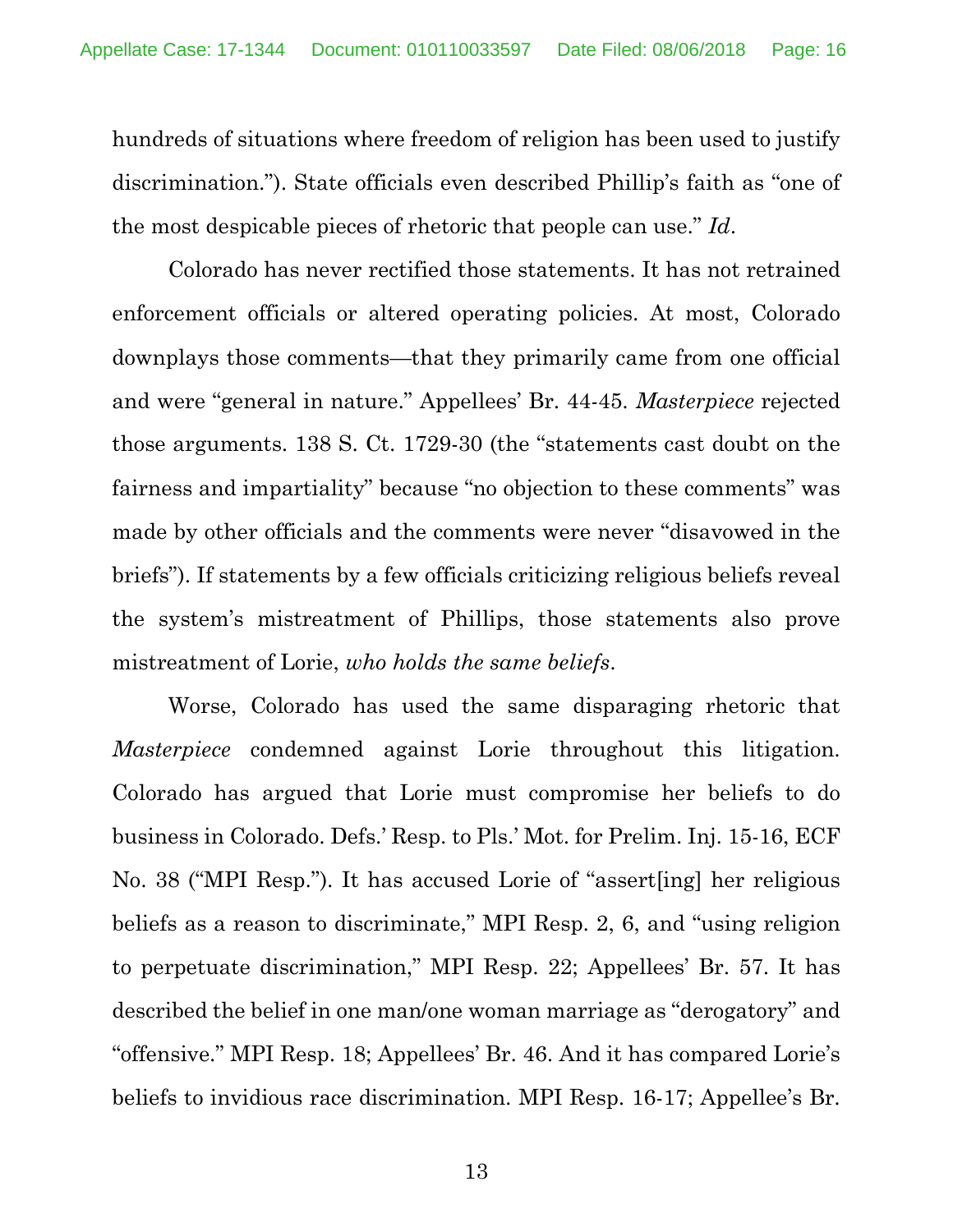hundreds of situations where freedom of religion has been used to justify discrimination."). State officials even described Phillip's faith as "one of the most despicable pieces of rhetoric that people can use." *Id*.

Colorado has never rectified those statements. It has not retrained enforcement officials or altered operating policies. At most, Colorado downplays those comments—that they primarily came from one official and were "general in nature." Appellees' Br. 44-45. *Masterpiece* rejected those arguments. 138 S. Ct. 1729-30 (the "statements cast doubt on the fairness and impartiality" because "no objection to these comments" was made by other officials and the comments were never "disavowed in the briefs"). If statements by a few officials criticizing religious beliefs reveal the system's mistreatment of Phillips, those statements also prove mistreatment of Lorie, *who holds the same beliefs*.

Worse, Colorado has used the same disparaging rhetoric that *Masterpiece* condemned against Lorie throughout this litigation. Colorado has argued that Lorie must compromise her beliefs to do business in Colorado. Defs.' Resp. to Pls.' Mot. for Prelim. Inj. 15-16, ECF No. 38 ("MPI Resp."). It has accused Lorie of "assert[ing] her religious beliefs as a reason to discriminate," MPI Resp. 2, 6, and "using religion to perpetuate discrimination," MPI Resp. 22; Appellees' Br. 57. It has described the belief in one man/one woman marriage as "derogatory" and "offensive." MPI Resp. 18; Appellees' Br. 46. And it has compared Lorie's beliefs to invidious race discrimination. MPI Resp. 16-17; Appellee's Br.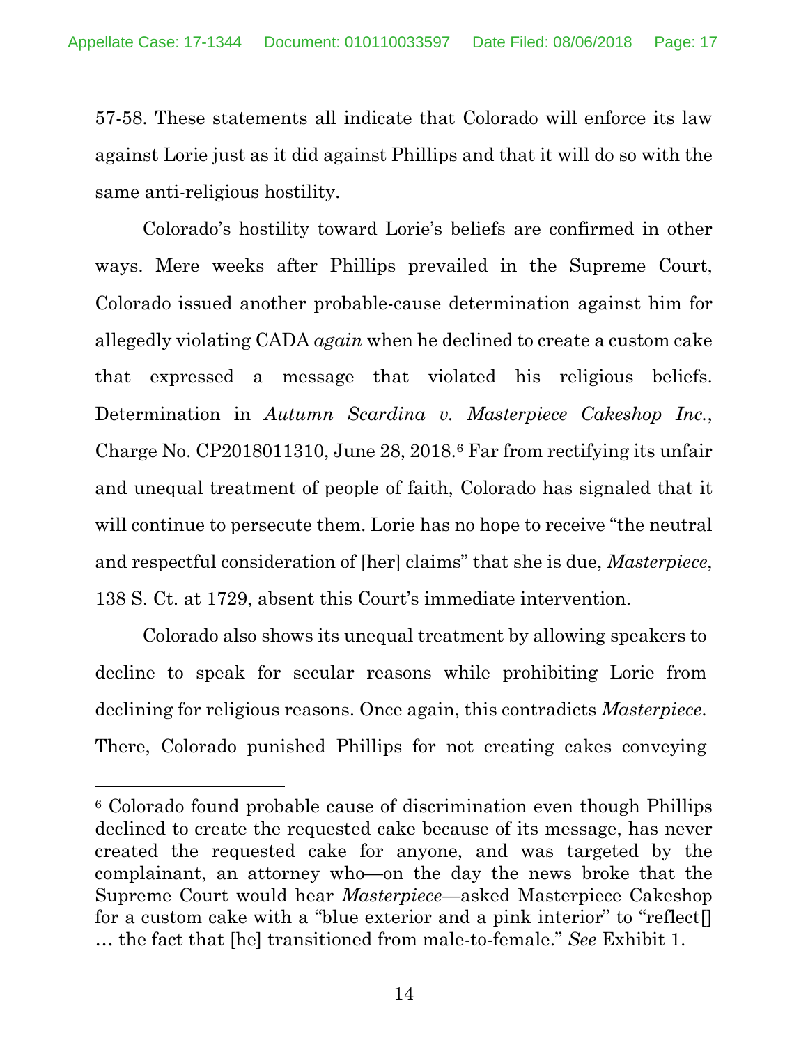57-58. These statements all indicate that Colorado will enforce its law against Lorie just as it did against Phillips and that it will do so with the same anti-religious hostility.

Colorado's hostility toward Lorie's beliefs are confirmed in other ways. Mere weeks after Phillips prevailed in the Supreme Court, Colorado issued another probable-cause determination against him for allegedly violating CADA *again* when he declined to create a custom cake that expressed a message that violated his religious beliefs. Determination in *Autumn Scardina v. Masterpiece Cakeshop Inc.*, Charge No. CP2018011310, June 28, 2018.[6] Far from rectifying its unfair and unequal treatment of people of faith, Colorado has signaled that it will continue to persecute them. Lorie has no hope to receive "the neutral and respectful consideration of [her] claims" that she is due, *Masterpiece*, 138 S. Ct. at 1729, absent this Court's immediate intervention.

Colorado also shows its unequal treatment by allowing speakers to decline to speak for secular reasons while prohibiting Lorie from declining for religious reasons. Once again, this contradicts *Masterpiece*. There, Colorado punished Phillips for not creating cakes conveying

---

[6] Colorado found probable cause of discrimination even though Phillips declined to create the requested cake because of its message, has never created the requested cake for anyone, and was targeted by the complainant, an attorney who—on the day the news broke that the Supreme Court would hear *Masterpiece*—asked Masterpiece Cakeshop for a custom cake with a "blue exterior and a pink interior" to "reflect[] … the fact that [he] transitioned from male-to-female." *See* Exhibit 1.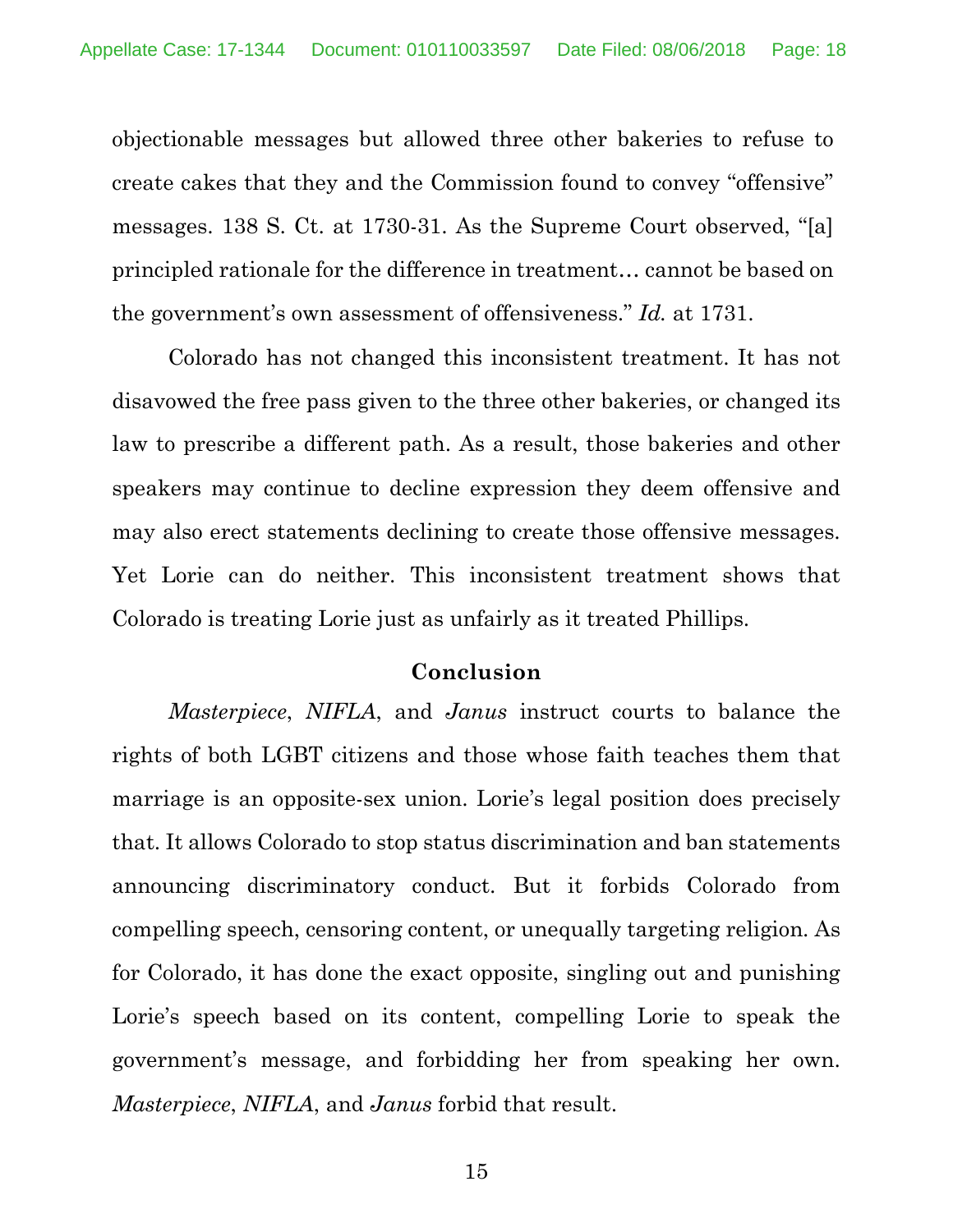objectionable messages but allowed three other bakeries to refuse to create cakes that they and the Commission found to convey "offensive" messages. 138 S. Ct. at 1730-31. As the Supreme Court observed, "[a] principled rationale for the difference in treatment… cannot be based on the government's own assessment of offensiveness." *Id.* at 1731.

Colorado has not changed this inconsistent treatment. It has not disavowed the free pass given to the three other bakeries, or changed its law to prescribe a different path. As a result, those bakeries and other speakers may continue to decline expression they deem offensive and may also erect statements declining to create those offensive messages. Yet Lorie can do neither. This inconsistent treatment shows that Colorado is treating Lorie just as unfairly as it treated Phillips.

## Conclusion

*Masterpiece*, *NIFLA*, and *Janus* instruct courts to balance the rights of both LGBT citizens and those whose faith teaches them that marriage is an opposite-sex union. Lorie's legal position does precisely that. It allows Colorado to stop status discrimination and ban statements announcing discriminatory conduct. But it forbids Colorado from compelling speech, censoring content, or unequally targeting religion. As for Colorado, it has done the exact opposite, singling out and punishing Lorie's speech based on its content, compelling Lorie to speak the government's message, and forbidding her from speaking her own. *Masterpiece*, *NIFLA*, and *Janus* forbid that result.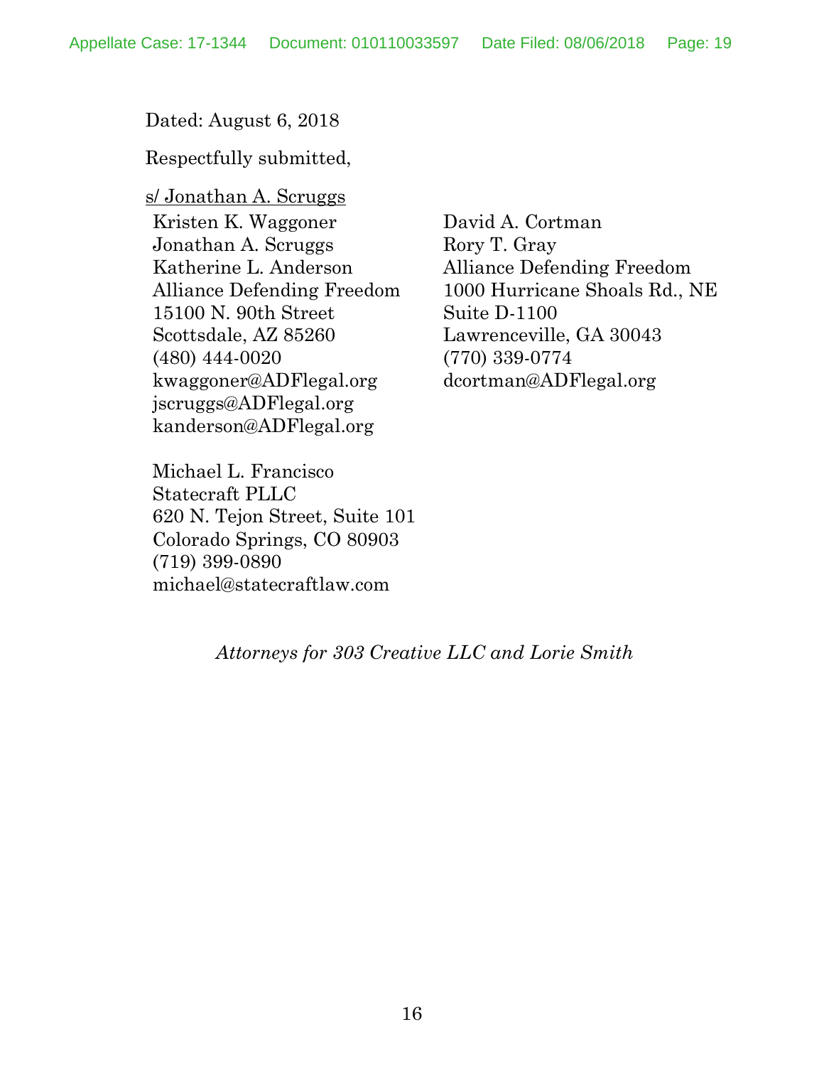Dated: August 6, 2018

Respectfully submitted,

s/ Jonathan A. Scruggs

Kristen K. Waggoner
Jonathan A. Scruggs
Katherine L. Anderson
Alliance Defending Freedom
15100 N. 90th Street
Scottsdale, AZ 85260
(480) 444-0020
kwaggoner@ADFlegal.org
jscruggs@ADFlegal.org
kanderson@ADFlegal.org

Michael L. Francisco
Statecraft PLLC
620 N. Tejon Street, Suite 101
Colorado Springs, CO 80903
(719) 399-0890
michael@statecraftlaw.com

David A. Cortman
Rory T. Gray
Alliance Defending Freedom
1000 Hurricane Shoals Rd., NE
Suite D-1100
Lawrenceville, GA 30043
(770) 339-0774
dcortman@ADFlegal.org

*Attorneys for 303 Creative LLC and Lorie Smith*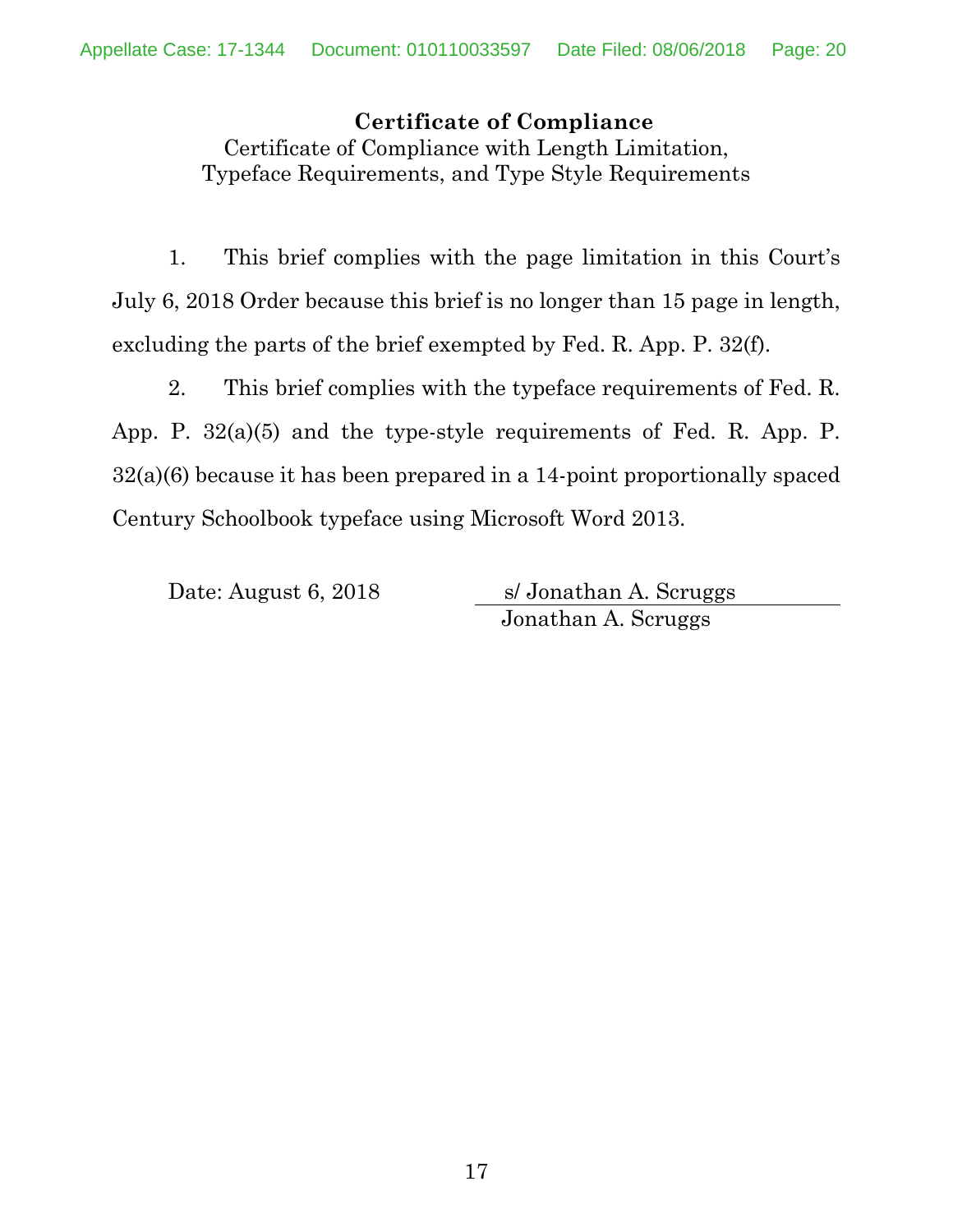## Certificate of Compliance

Certificate of Compliance with Length Limitation, Typeface Requirements, and Type Style Requirements

1. This brief complies with the page limitation in this Court's July 6, 2018 Order because this brief is no longer than 15 page in length, excluding the parts of the brief exempted by Fed. R. App. P. 32(f).

2. This brief complies with the typeface requirements of Fed. R. App. P. 32(a)(5) and the type-style requirements of Fed. R. App. P. 32(a)(6) because it has been prepared in a 14-point proportionally spaced Century Schoolbook typeface using Microsoft Word 2013.

Date: August 6, 2018

s/ Jonathan A. Scruggs
Jonathan A. Scruggs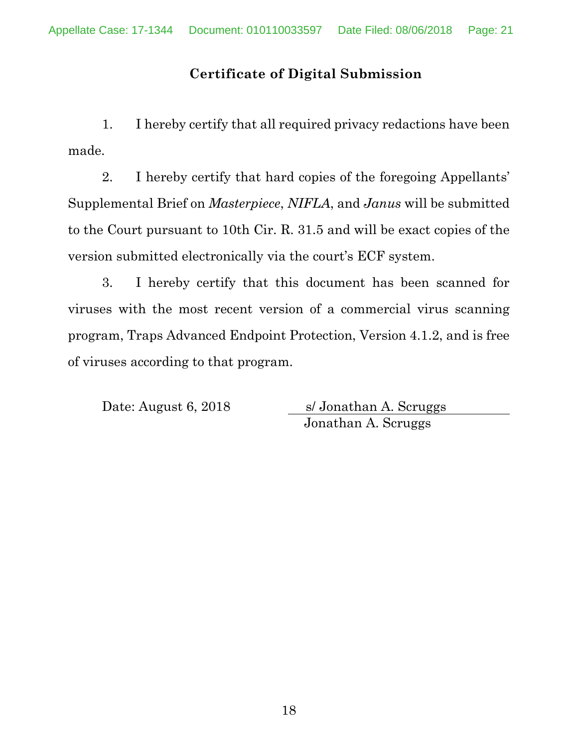## Certificate of Digital Submission

1. I hereby certify that all required privacy redactions have been made.

2. I hereby certify that hard copies of the foregoing Appellants' Supplemental Brief on *Masterpiece*, *NIFLA*, and *Janus* will be submitted to the Court pursuant to 10th Cir. R. 31.5 and will be exact copies of the version submitted electronically via the court's ECF system.

3. I hereby certify that this document has been scanned for viruses with the most recent version of a commercial virus scanning program, Traps Advanced Endpoint Protection, Version 4.1.2, and is free of viruses according to that program.

Date: August 6, 2018

s/ Jonathan A. Scruggs
Jonathan A. Scruggs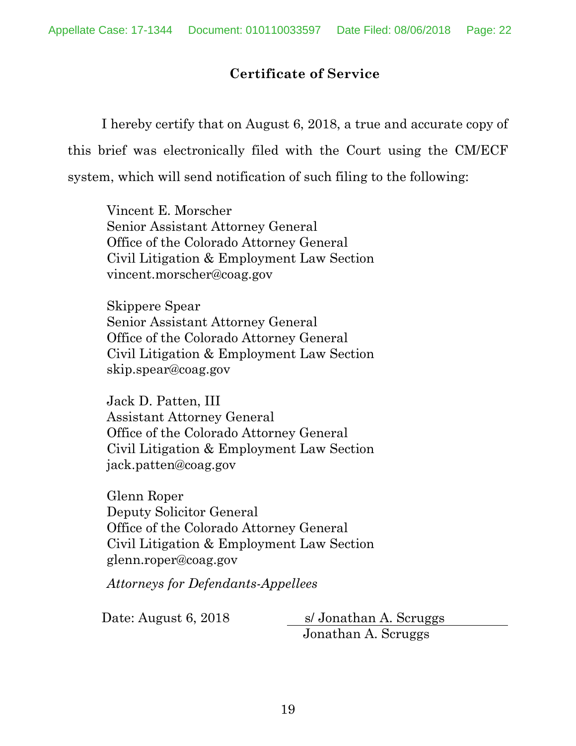## Certificate of Service

I hereby certify that on August 6, 2018, a true and accurate copy of this brief was electronically filed with the Court using the CM/ECF system, which will send notification of such filing to the following:

Vincent E. Morscher
Senior Assistant Attorney General
Office of the Colorado Attorney General
Civil Litigation & Employment Law Section
vincent.morscher@coag.gov

Skippere Spear
Senior Assistant Attorney General
Office of the Colorado Attorney General
Civil Litigation & Employment Law Section
skip.spear@coag.gov

Jack D. Patten, III
Assistant Attorney General
Office of the Colorado Attorney General
Civil Litigation & Employment Law Section
jack.patten@coag.gov

Glenn Roper
Deputy Solicitor General
Office of the Colorado Attorney General
Civil Litigation & Employment Law Section
glenn.roper@coag.gov

*Attorneys for Defendants-Appellees*

Date: August 6, 2018

s/ Jonathan A. Scruggs
Jonathan A. Scruggs